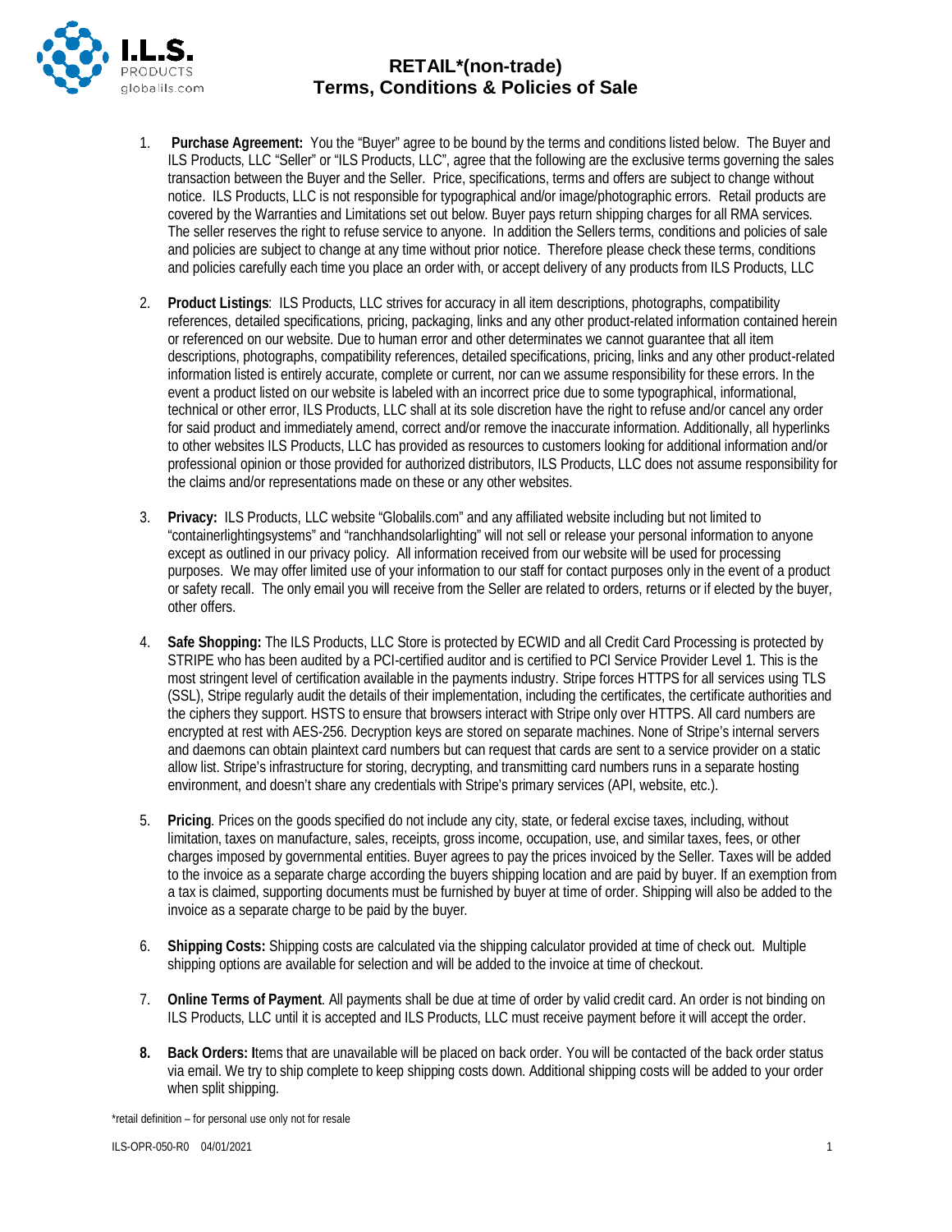# RETAIL*(non-trade)
# Terms, Conditions & Policies of Sale

1. **Purchase Agreement:** You the "Buyer" agree to be bound by the terms and conditions listed below. The Buyer and ILS Products, LLC "Seller" or "ILS Products, LLC", agree that the following are the exclusive terms governing the sales transaction between the Buyer and the Seller. Price, specifications, terms and offers are subject to change without notice. ILS Products, LLC is not responsible for typographical and/or image/photographic errors. Retail products are covered by the Warranties and Limitations set out below. Buyer pays return shipping charges for all RMA services. The seller reserves the right to refuse service to anyone. In addition the Sellers terms, conditions and policies of sale and policies are subject to change at any time without prior notice. Therefore please check these terms, conditions and policies carefully each time you place an order with, or accept delivery of any products from ILS Products, LLC

2. **Product Listings**: ILS Products, LLC strives for accuracy in all item descriptions, photographs, compatibility references, detailed specifications, pricing, packaging, links and any other product-related information contained herein or referenced on our website. Due to human error and other determinates we cannot guarantee that all item descriptions, photographs, compatibility references, detailed specifications, pricing, links and any other product-related information listed is entirely accurate, complete or current, nor can we assume responsibility for these errors. In the event a product listed on our website is labeled with an incorrect price due to some typographical, informational, technical or other error, ILS Products, LLC shall at its sole discretion have the right to refuse and/or cancel any order for said product and immediately amend, correct and/or remove the inaccurate information. Additionally, all hyperlinks to other websites ILS Products, LLC has provided as resources to customers looking for additional information and/or professional opinion or those provided for authorized distributors, ILS Products, LLC does not assume responsibility for the claims and/or representations made on these or any other websites.

3. **Privacy:** ILS Products, LLC website "Globalils.com" and any affiliated website including but not limited to "containerlightingsystems" and "ranchhandsolarlighting" will not sell or release your personal information to anyone except as outlined in our privacy policy. All information received from our website will be used for processing purposes. We may offer limited use of your information to our staff for contact purposes only in the event of a product or safety recall. The only email you will receive from the Seller are related to orders, returns or if elected by the buyer, other offers.

4. **Safe Shopping:** The ILS Products, LLC Store is protected by ECWID and all Credit Card Processing is protected by STRIPE who has been audited by a PCI-certified auditor and is certified to PCI Service Provider Level 1. This is the most stringent level of certification available in the payments industry. Stripe forces HTTPS for all services using TLS (SSL), Stripe regularly audit the details of their implementation, including the certificates, the certificate authorities and the ciphers they support. HSTS to ensure that browsers interact with Stripe only over HTTPS. All card numbers are encrypted at rest with AES-256. Decryption keys are stored on separate machines. None of Stripe's internal servers and daemons can obtain plaintext card numbers but can request that cards are sent to a service provider on a static allow list. Stripe's infrastructure for storing, decrypting, and transmitting card numbers runs in a separate hosting environment, and doesn't share any credentials with Stripe's primary services (API, website, etc.).

5. **Pricing**. Prices on the goods specified do not include any city, state, or federal excise taxes, including, without limitation, taxes on manufacture, sales, receipts, gross income, occupation, use, and similar taxes, fees, or other charges imposed by governmental entities. Buyer agrees to pay the prices invoiced by the Seller. Taxes will be added to the invoice as a separate charge according the buyers shipping location and are paid by buyer. If an exemption from a tax is claimed, supporting documents must be furnished by buyer at time of order. Shipping will also be added to the invoice as a separate charge to be paid by the buyer.

6. **Shipping Costs:** Shipping costs are calculated via the shipping calculator provided at time of check out. Multiple shipping options are available for selection and will be added to the invoice at time of checkout.

7. **Online Terms of Payment**. All payments shall be due at time of order by valid credit card. An order is not binding on ILS Products, LLC until it is accepted and ILS Products, LLC must receive payment before it will accept the order.

8. **Back Orders: I**tems that are unavailable will be placed on back order. You will be contacted of the back order status via email. We try to ship complete to keep shipping costs down. Additional shipping costs will be added to your order when split shipping.

*retail definition – for personal use only not for resale

ILS-OPR-050-R0 04/01/2021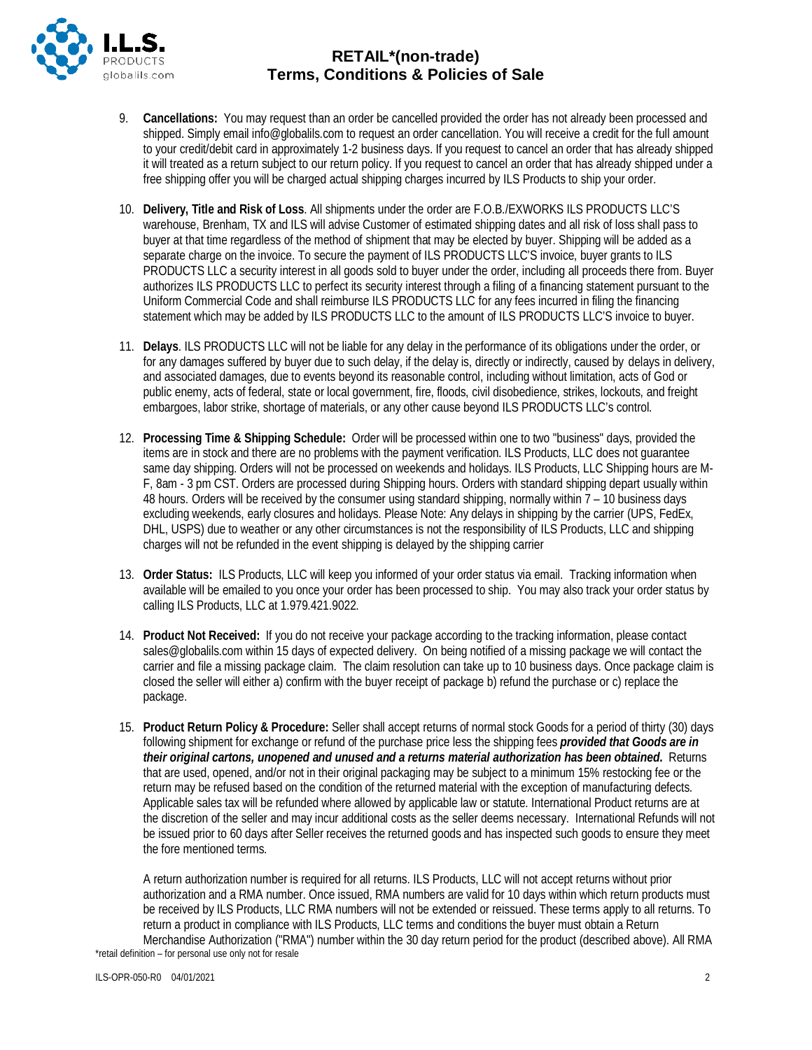9. **Cancellations:** You may request than an order be cancelled provided the order has not already been processed and shipped. Simply email info@globalils.com to request an order cancellation. You will receive a credit for the full amount to your credit/debit card in approximately 1-2 business days. If you request to cancel an order that has already shipped it will treated as a return subject to our return policy. If you request to cancel an order that has already shipped under a free shipping offer you will be charged actual shipping charges incurred by ILS Products to ship your order.

10. **Delivery, Title and Risk of Loss**. All shipments under the order are F.O.B./EXWORKS ILS PRODUCTS LLC'S warehouse, Brenham, TX and ILS will advise Customer of estimated shipping dates and all risk of loss shall pass to buyer at that time regardless of the method of shipment that may be elected by buyer. Shipping will be added as a separate charge on the invoice. To secure the payment of ILS PRODUCTS LLC'S invoice, buyer grants to ILS PRODUCTS LLC a security interest in all goods sold to buyer under the order, including all proceeds there from. Buyer authorizes ILS PRODUCTS LLC to perfect its security interest through a filing of a financing statement pursuant to the Uniform Commercial Code and shall reimburse ILS PRODUCTS LLC for any fees incurred in filing the financing statement which may be added by ILS PRODUCTS LLC to the amount of ILS PRODUCTS LLC'S invoice to buyer.

11. **Delays**. ILS PRODUCTS LLC will not be liable for any delay in the performance of its obligations under the order, or for any damages suffered by buyer due to such delay, if the delay is, directly or indirectly, caused by delays in delivery, and associated damages, due to events beyond its reasonable control, including without limitation, acts of God or public enemy, acts of federal, state or local government, fire, floods, civil disobedience, strikes, lockouts, and freight embargoes, labor strike, shortage of materials, or any other cause beyond ILS PRODUCTS LLC's control.

12. **Processing Time & Shipping Schedule:** Order will be processed within one to two "business" days, provided the items are in stock and there are no problems with the payment verification. ILS Products, LLC does not guarantee same day shipping. Orders will not be processed on weekends and holidays. ILS Products, LLC Shipping hours are M-F, 8am - 3 pm CST. Orders are processed during Shipping hours. Orders with standard shipping depart usually within 48 hours. Orders will be received by the consumer using standard shipping, normally within 7 – 10 business days excluding weekends, early closures and holidays. Please Note: Any delays in shipping by the carrier (UPS, FedEx, DHL, USPS) due to weather or any other circumstances is not the responsibility of ILS Products, LLC and shipping charges will not be refunded in the event shipping is delayed by the shipping carrier

13. **Order Status:** ILS Products, LLC will keep you informed of your order status via email. Tracking information when available will be emailed to you once your order has been processed to ship. You may also track your order status by calling ILS Products, LLC at 1.979.421.9022.

14. **Product Not Received:** If you do not receive your package according to the tracking information, please contact sales@globalils.com within 15 days of expected delivery. On being notified of a missing package we will contact the carrier and file a missing package claim. The claim resolution can take up to 10 business days. Once package claim is closed the seller will either a) confirm with the buyer receipt of package b) refund the purchase or c) replace the package.

15. **Product Return Policy & Procedure:** Seller shall accept returns of normal stock Goods for a period of thirty (30) days following shipment for exchange or refund of the purchase price less the shipping fees ***provided that Goods are in their original cartons, unopened and unused and a returns material authorization has been obtained***. Returns that are used, opened, and/or not in their original packaging may be subject to a minimum 15% restocking fee or the return may be refused based on the condition of the returned material with the exception of manufacturing defects. Applicable sales tax will be refunded where allowed by applicable law or statute. International Product returns are at the discretion of the seller and may incur additional costs as the seller deems necessary. International Refunds will not be issued prior to 60 days after Seller receives the returned goods and has inspected such goods to ensure they meet the fore mentioned terms.

    A return authorization number is required for all returns. ILS Products, LLC will not accept returns without prior authorization and a RMA number. Once issued, RMA numbers are valid for 10 days within which return products must be received by ILS Products, LLC RMA numbers will not be extended or reissued. These terms apply to all returns. To return a product in compliance with ILS Products, LLC terms and conditions the buyer must obtain a Return Merchandise Authorization ("RMA") number within the 30 day return period for the product (described above). All RMA

*retail definition – for personal use only not for resale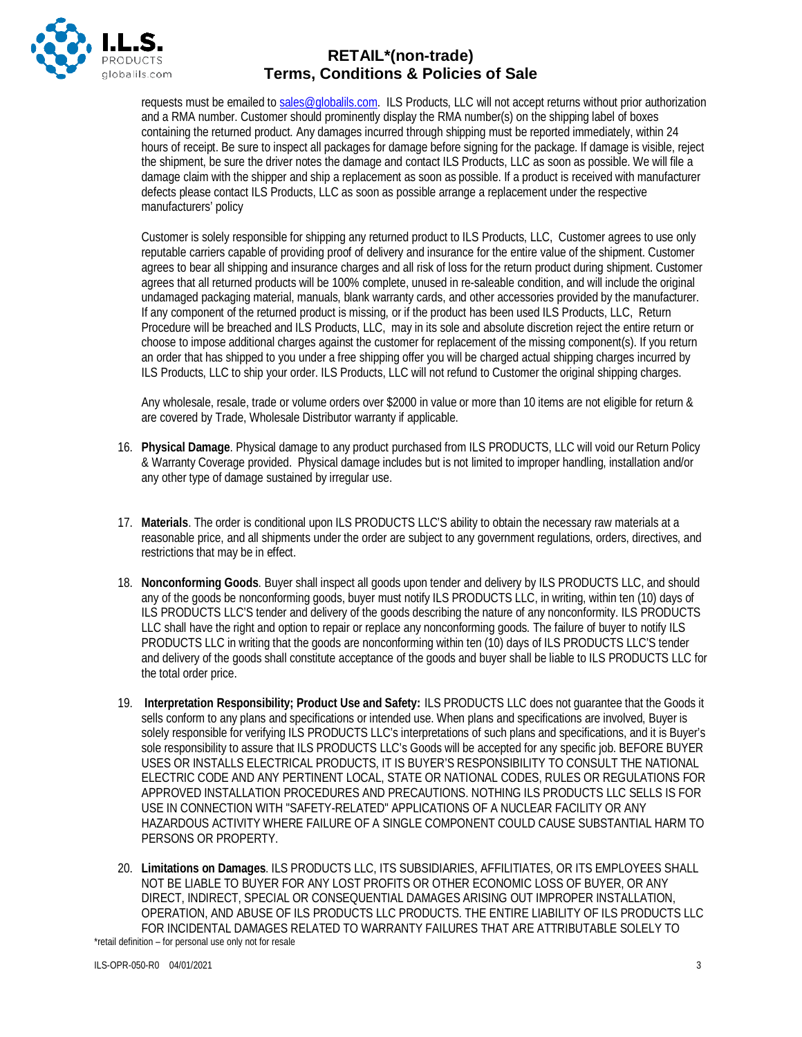requests must be emailed to sales@globalils.com. ILS Products, LLC will not accept returns without prior authorization and a RMA number. Customer should prominently display the RMA number(s) on the shipping label of boxes containing the returned product. Any damages incurred through shipping must be reported immediately, within 24 hours of receipt. Be sure to inspect all packages for damage before signing for the package. If damage is visible, reject the shipment, be sure the driver notes the damage and contact ILS Products, LLC as soon as possible. We will file a damage claim with the shipper and ship a replacement as soon as possible. If a product is received with manufacturer defects please contact ILS Products, LLC as soon as possible arrange a replacement under the respective manufacturers' policy

Customer is solely responsible for shipping any returned product to ILS Products, LLC, Customer agrees to use only reputable carriers capable of providing proof of delivery and insurance for the entire value of the shipment. Customer agrees to bear all shipping and insurance charges and all risk of loss for the return product during shipment. Customer agrees that all returned products will be 100% complete, unused in re-saleable condition, and will include the original undamaged packaging material, manuals, blank warranty cards, and other accessories provided by the manufacturer. If any component of the returned product is missing, or if the product has been used ILS Products, LLC, Return Procedure will be breached and ILS Products, LLC, may in its sole and absolute discretion reject the entire return or choose to impose additional charges against the customer for replacement of the missing component(s). If you return an order that has shipped to you under a free shipping offer you will be charged actual shipping charges incurred by ILS Products, LLC to ship your order. ILS Products, LLC will not refund to Customer the original shipping charges.

Any wholesale, resale, trade or volume orders over $2000 in value or more than 10 items are not eligible for return & are covered by Trade, Wholesale Distributor warranty if applicable.

16. **Physical Damage**. Physical damage to any product purchased from ILS PRODUCTS, LLC will void our Return Policy & Warranty Coverage provided. Physical damage includes but is not limited to improper handling, installation and/or any other type of damage sustained by irregular use.

17. **Materials**. The order is conditional upon ILS PRODUCTS LLC'S ability to obtain the necessary raw materials at a reasonable price, and all shipments under the order are subject to any government regulations, orders, directives, and restrictions that may be in effect.

18. **Nonconforming Goods**. Buyer shall inspect all goods upon tender and delivery by ILS PRODUCTS LLC, and should any of the goods be nonconforming goods, buyer must notify ILS PRODUCTS LLC, in writing, within ten (10) days of ILS PRODUCTS LLC'S tender and delivery of the goods describing the nature of any nonconformity. ILS PRODUCTS LLC shall have the right and option to repair or replace any nonconforming goods. The failure of buyer to notify ILS PRODUCTS LLC in writing that the goods are nonconforming within ten (10) days of ILS PRODUCTS LLC'S tender and delivery of the goods shall constitute acceptance of the goods and buyer shall be liable to ILS PRODUCTS LLC for the total order price.

19. **Interpretation Responsibility; Product Use and Safety:** ILS PRODUCTS LLC does not guarantee that the Goods it sells conform to any plans and specifications or intended use. When plans and specifications are involved, Buyer is solely responsible for verifying ILS PRODUCTS LLC's interpretations of such plans and specifications, and it is Buyer's sole responsibility to assure that ILS PRODUCTS LLC's Goods will be accepted for any specific job. BEFORE BUYER USES OR INSTALLS ELECTRICAL PRODUCTS, IT IS BUYER'S RESPONSIBILITY TO CONSULT THE NATIONAL ELECTRIC CODE AND ANY PERTINENT LOCAL, STATE OR NATIONAL CODES, RULES OR REGULATIONS FOR APPROVED INSTALLATION PROCEDURES AND PRECAUTIONS. NOTHING ILS PRODUCTS LLC SELLS IS FOR USE IN CONNECTION WITH "SAFETY-RELATED" APPLICATIONS OF A NUCLEAR FACILITY OR ANY HAZARDOUS ACTIVITY WHERE FAILURE OF A SINGLE COMPONENT COULD CAUSE SUBSTANTIAL HARM TO PERSONS OR PROPERTY.

20. **Limitations on Damages**. ILS PRODUCTS LLC, ITS SUBSIDIARIES, AFFILITIATES, OR ITS EMPLOYEES SHALL NOT BE LIABLE TO BUYER FOR ANY LOST PROFITS OR OTHER ECONOMIC LOSS OF BUYER, OR ANY DIRECT, INDIRECT, SPECIAL OR CONSEQUENTIAL DAMAGES ARISING OUT IMPROPER INSTALLATION, OPERATION, AND ABUSE OF ILS PRODUCTS LLC PRODUCTS. THE ENTIRE LIABILITY OF ILS PRODUCTS LLC FOR INCIDENTAL DAMAGES RELATED TO WARRANTY FAILURES THAT ARE ATTRIBUTABLE SOLELY TO

*retail definition – for personal use only not for resale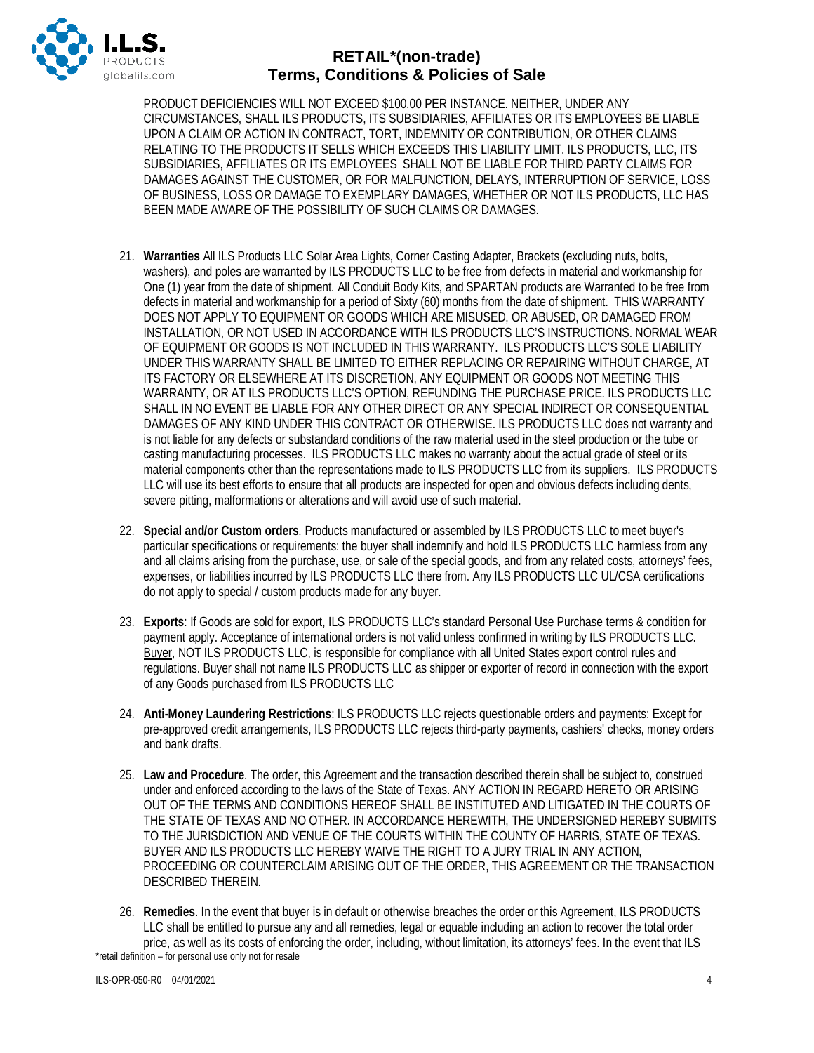PRODUCT DEFICIENCIES WILL NOT EXCEED $100.00 PER INSTANCE. NEITHER, UNDER ANY CIRCUMSTANCES, SHALL ILS PRODUCTS, ITS SUBSIDIARIES, AFFILIATES OR ITS EMPLOYEES BE LIABLE UPON A CLAIM OR ACTION IN CONTRACT, TORT, INDEMNITY OR CONTRIBUTION, OR OTHER CLAIMS RELATING TO THE PRODUCTS IT SELLS WHICH EXCEEDS THIS LIABILITY LIMIT. ILS PRODUCTS, LLC, ITS SUBSIDIARIES, AFFILIATES OR ITS EMPLOYEES SHALL NOT BE LIABLE FOR THIRD PARTY CLAIMS FOR DAMAGES AGAINST THE CUSTOMER, OR FOR MALFUNCTION, DELAYS, INTERRUPTION OF SERVICE, LOSS OF BUSINESS, LOSS OR DAMAGE TO EXEMPLARY DAMAGES, WHETHER OR NOT ILS PRODUCTS, LLC HAS BEEN MADE AWARE OF THE POSSIBILITY OF SUCH CLAIMS OR DAMAGES.

21. **Warranties** All ILS Products LLC Solar Area Lights, Corner Casting Adapter, Brackets (excluding nuts, bolts, washers), and poles are warranted by ILS PRODUCTS LLC to be free from defects in material and workmanship for One (1) year from the date of shipment. All Conduit Body Kits, and SPARTAN products are Warranted to be free from defects in material and workmanship for a period of Sixty (60) months from the date of shipment. THIS WARRANTY DOES NOT APPLY TO EQUIPMENT OR GOODS WHICH ARE MISUSED, OR ABUSED, OR DAMAGED FROM INSTALLATION, OR NOT USED IN ACCORDANCE WITH ILS PRODUCTS LLC'S INSTRUCTIONS. NORMAL WEAR OF EQUIPMENT OR GOODS IS NOT INCLUDED IN THIS WARRANTY. ILS PRODUCTS LLC'S SOLE LIABILITY UNDER THIS WARRANTY SHALL BE LIMITED TO EITHER REPLACING OR REPAIRING WITHOUT CHARGE, AT ITS FACTORY OR ELSEWHERE AT ITS DISCRETION, ANY EQUIPMENT OR GOODS NOT MEETING THIS WARRANTY, OR AT ILS PRODUCTS LLC'S OPTION, REFUNDING THE PURCHASE PRICE. ILS PRODUCTS LLC SHALL IN NO EVENT BE LIABLE FOR ANY OTHER DIRECT OR ANY SPECIAL INDIRECT OR CONSEQUENTIAL DAMAGES OF ANY KIND UNDER THIS CONTRACT OR OTHERWISE. ILS PRODUCTS LLC does not warranty and is not liable for any defects or substandard conditions of the raw material used in the steel production or the tube or casting manufacturing processes. ILS PRODUCTS LLC makes no warranty about the actual grade of steel or its material components other than the representations made to ILS PRODUCTS LLC from its suppliers. ILS PRODUCTS LLC will use its best efforts to ensure that all products are inspected for open and obvious defects including dents, severe pitting, malformations or alterations and will avoid use of such material.

22. **Special and/or Custom orders**. Products manufactured or assembled by ILS PRODUCTS LLC to meet buyer's particular specifications or requirements: the buyer shall indemnify and hold ILS PRODUCTS LLC harmless from any and all claims arising from the purchase, use, or sale of the special goods, and from any related costs, attorneys' fees, expenses, or liabilities incurred by ILS PRODUCTS LLC there from. Any ILS PRODUCTS LLC UL/CSA certifications do not apply to special / custom products made for any buyer.

23. **Exports**: If Goods are sold for export, ILS PRODUCTS LLC's standard Personal Use Purchase terms & condition for payment apply. Acceptance of international orders is not valid unless confirmed in writing by ILS PRODUCTS LLC. Buyer, NOT ILS PRODUCTS LLC, is responsible for compliance with all United States export control rules and regulations. Buyer shall not name ILS PRODUCTS LLC as shipper or exporter of record in connection with the export of any Goods purchased from ILS PRODUCTS LLC

24. **Anti-Money Laundering Restrictions**: ILS PRODUCTS LLC rejects questionable orders and payments: Except for pre-approved credit arrangements, ILS PRODUCTS LLC rejects third-party payments, cashiers' checks, money orders and bank drafts.

25. **Law and Procedure**. The order, this Agreement and the transaction described therein shall be subject to, construed under and enforced according to the laws of the State of Texas. ANY ACTION IN REGARD HERETO OR ARISING OUT OF THE TERMS AND CONDITIONS HEREOF SHALL BE INSTITUTED AND LITIGATED IN THE COURTS OF THE STATE OF TEXAS AND NO OTHER. IN ACCORDANCE HEREWITH, THE UNDERSIGNED HEREBY SUBMITS TO THE JURISDICTION AND VENUE OF THE COURTS WITHIN THE COUNTY OF HARRIS, STATE OF TEXAS. BUYER AND ILS PRODUCTS LLC HEREBY WAIVE THE RIGHT TO A JURY TRIAL IN ANY ACTION, PROCEEDING OR COUNTERCLAIM ARISING OUT OF THE ORDER, THIS AGREEMENT OR THE TRANSACTION DESCRIBED THEREIN.

26. **Remedies**. In the event that buyer is in default or otherwise breaches the order or this Agreement, ILS PRODUCTS LLC shall be entitled to pursue any and all remedies, legal or equable including an action to recover the total order price, as well as its costs of enforcing the order, including, without limitation, its attorneys' fees. In the event that ILS

*retail definition – for personal use only not for resale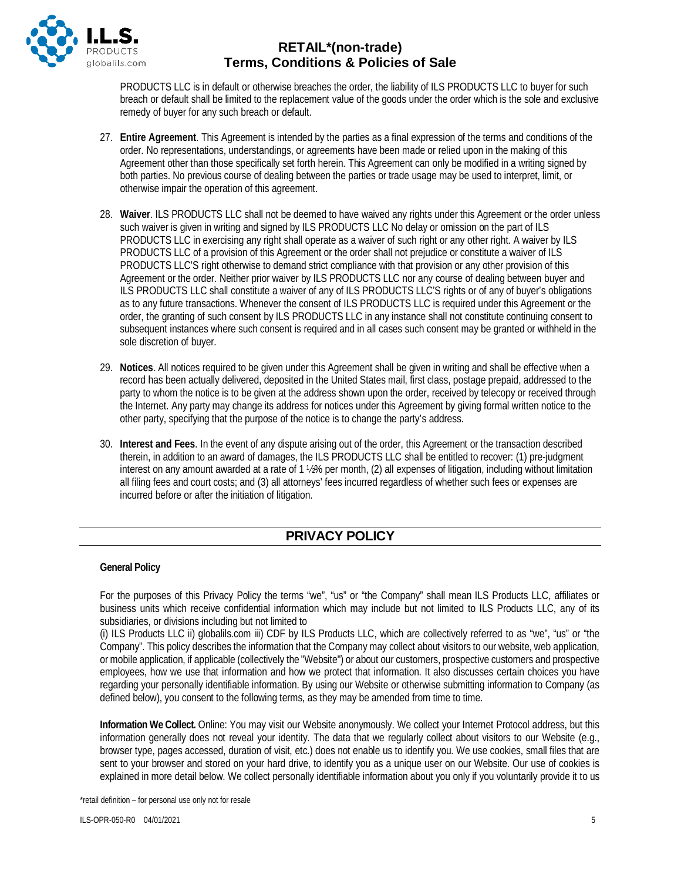PRODUCTS LLC is in default or otherwise breaches the order, the liability of ILS PRODUCTS LLC to buyer for such breach or default shall be limited to the replacement value of the goods under the order which is the sole and exclusive remedy of buyer for any such breach or default.

27. **Entire Agreement**. This Agreement is intended by the parties as a final expression of the terms and conditions of the order. No representations, understandings, or agreements have been made or relied upon in the making of this Agreement other than those specifically set forth herein. This Agreement can only be modified in a writing signed by both parties. No previous course of dealing between the parties or trade usage may be used to interpret, limit, or otherwise impair the operation of this agreement.

28. **Waiver**. ILS PRODUCTS LLC shall not be deemed to have waived any rights under this Agreement or the order unless such waiver is given in writing and signed by ILS PRODUCTS LLC No delay or omission on the part of ILS PRODUCTS LLC in exercising any right shall operate as a waiver of such right or any other right. A waiver by ILS PRODUCTS LLC of a provision of this Agreement or the order shall not prejudice or constitute a waiver of ILS PRODUCTS LLC'S right otherwise to demand strict compliance with that provision or any other provision of this Agreement or the order. Neither prior waiver by ILS PRODUCTS LLC nor any course of dealing between buyer and ILS PRODUCTS LLC shall constitute a waiver of any of ILS PRODUCTS LLC'S rights or of any of buyer's obligations as to any future transactions. Whenever the consent of ILS PRODUCTS LLC is required under this Agreement or the order, the granting of such consent by ILS PRODUCTS LLC in any instance shall not constitute continuing consent to subsequent instances where such consent is required and in all cases such consent may be granted or withheld in the sole discretion of buyer.

29. **Notices**. All notices required to be given under this Agreement shall be given in writing and shall be effective when a record has been actually delivered, deposited in the United States mail, first class, postage prepaid, addressed to the party to whom the notice is to be given at the address shown upon the order, received by telecopy or received through the Internet. Any party may change its address for notices under this Agreement by giving formal written notice to the other party, specifying that the purpose of the notice is to change the party's address.

30. **Interest and Fees**. In the event of any dispute arising out of the order, this Agreement or the transaction described therein, in addition to an award of damages, the ILS PRODUCTS LLC shall be entitled to recover: (1) pre-judgment interest on any amount awarded at a rate of 1 ½% per month, (2) all expenses of litigation, including without limitation all filing fees and court costs; and (3) all attorneys' fees incurred regardless of whether such fees or expenses are incurred before or after the initiation of litigation.

## PRIVACY POLICY

**General Policy**

For the purposes of this Privacy Policy the terms "we", "us" or "the Company" shall mean ILS Products LLC, affiliates or business units which receive confidential information which may include but not limited to ILS Products LLC, any of its subsidiaries, or divisions including but not limited to
(i) ILS Products LLC ii) globalils.com iii) CDF by ILS Products LLC, which are collectively referred to as "we", "us" or "the Company". This policy describes the information that the Company may collect about visitors to our website, web application, or mobile application, if applicable (collectively the "Website") or about our customers, prospective customers and prospective employees, how we use that information and how we protect that information. It also discusses certain choices you have regarding your personally identifiable information. By using our Website or otherwise submitting information to Company (as defined below), you consent to the following terms, as they may be amended from time to time.

**Information We Collect.** Online: You may visit our Website anonymously. We collect your Internet Protocol address, but this information generally does not reveal your identity. The data that we regularly collect about visitors to our Website (e.g., browser type, pages accessed, duration of visit, etc.) does not enable us to identify you. We use cookies, small files that are sent to your browser and stored on your hard drive, to identify you as a unique user on our Website. Our use of cookies is explained in more detail below. We collect personally identifiable information about you only if you voluntarily provide it to us

*retail definition – for personal use only not for resale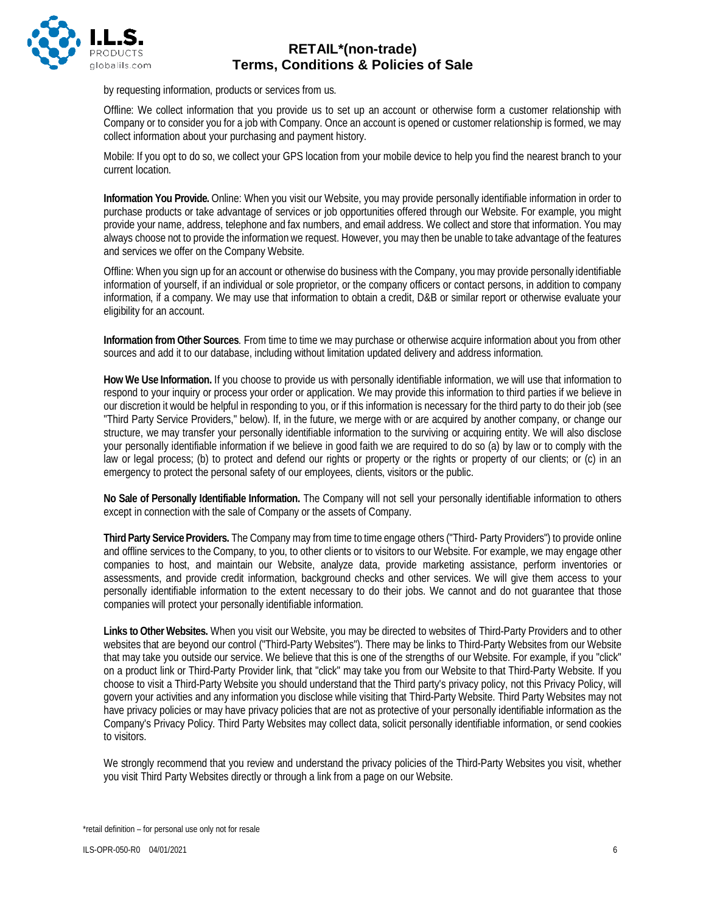by requesting information, products or services from us.

Offline: We collect information that you provide us to set up an account or otherwise form a customer relationship with Company or to consider you for a job with Company. Once an account is opened or customer relationship is formed, we may collect information about your purchasing and payment history.

Mobile: If you opt to do so, we collect your GPS location from your mobile device to help you find the nearest branch to your current location.

**Information You Provide.** Online: When you visit our Website, you may provide personally identifiable information in order to purchase products or take advantage of services or job opportunities offered through our Website. For example, you might provide your name, address, telephone and fax numbers, and email address. We collect and store that information. You may always choose not to provide the information we request. However, you may then be unable to take advantage of the features and services we offer on the Company Website.

Offline: When you sign up for an account or otherwise do business with the Company, you may provide personally identifiable information of yourself, if an individual or sole proprietor, or the company officers or contact persons, in addition to company information, if a company. We may use that information to obtain a credit, D&B or similar report or otherwise evaluate your eligibility for an account.

**Information from Other Sources**. From time to time we may purchase or otherwise acquire information about you from other sources and add it to our database, including without limitation updated delivery and address information.

**How We Use Information.** If you choose to provide us with personally identifiable information, we will use that information to respond to your inquiry or process your order or application. We may provide this information to third parties if we believe in our discretion it would be helpful in responding to you, or if this information is necessary for the third party to do their job (see "Third Party Service Providers," below). If, in the future, we merge with or are acquired by another company, or change our structure, we may transfer your personally identifiable information to the surviving or acquiring entity. We will also disclose your personally identifiable information if we believe in good faith we are required to do so (a) by law or to comply with the law or legal process; (b) to protect and defend our rights or property or the rights or property of our clients; or (c) in an emergency to protect the personal safety of our employees, clients, visitors or the public.

**No Sale of Personally Identifiable Information.** The Company will not sell your personally identifiable information to others except in connection with the sale of Company or the assets of Company.

**Third Party Service Providers.** The Company may from time to time engage others ("Third- Party Providers") to provide online and offline services to the Company, to you, to other clients or to visitors to our Website. For example, we may engage other companies to host, and maintain our Website, analyze data, provide marketing assistance, perform inventories or assessments, and provide credit information, background checks and other services. We will give them access to your personally identifiable information to the extent necessary to do their jobs. We cannot and do not guarantee that those companies will protect your personally identifiable information.

**Links to Other Websites.** When you visit our Website, you may be directed to websites of Third-Party Providers and to other websites that are beyond our control ("Third-Party Websites"). There may be links to Third-Party Websites from our Website that may take you outside our service. We believe that this is one of the strengths of our Website. For example, if you "click" on a product link or Third-Party Provider link, that "click" may take you from our Website to that Third-Party Website. If you choose to visit a Third-Party Website you should understand that the Third party's privacy policy, not this Privacy Policy, will govern your activities and any information you disclose while visiting that Third-Party Website. Third Party Websites may not have privacy policies or may have privacy policies that are not as protective of your personally identifiable information as the Company's Privacy Policy. Third Party Websites may collect data, solicit personally identifiable information, or send cookies to visitors.

We strongly recommend that you review and understand the privacy policies of the Third-Party Websites you visit, whether you visit Third Party Websites directly or through a link from a page on our Website.

*retail definition – for personal use only not for resale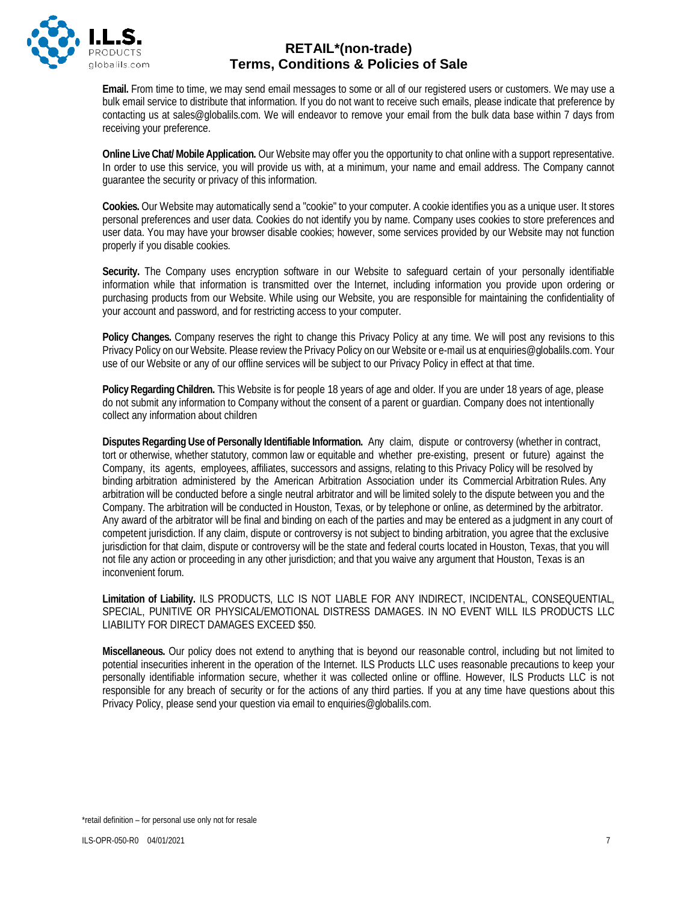**Email.** From time to time, we may send email messages to some or all of our registered users or customers. We may use a bulk email service to distribute that information. If you do not want to receive such emails, please indicate that preference by contacting us at sales@globalils.com. We will endeavor to remove your email from the bulk data base within 7 days from receiving your preference.

**Online Live Chat/ Mobile Application.** Our Website may offer you the opportunity to chat online with a support representative. In order to use this service, you will provide us with, at a minimum, your name and email address. The Company cannot guarantee the security or privacy of this information.

**Cookies.** Our Website may automatically send a "cookie" to your computer. A cookie identifies you as a unique user. It stores personal preferences and user data. Cookies do not identify you by name. Company uses cookies to store preferences and user data. You may have your browser disable cookies; however, some services provided by our Website may not function properly if you disable cookies.

**Security.** The Company uses encryption software in our Website to safeguard certain of your personally identifiable information while that information is transmitted over the Internet, including information you provide upon ordering or purchasing products from our Website. While using our Website, you are responsible for maintaining the confidentiality of your account and password, and for restricting access to your computer.

**Policy Changes.** Company reserves the right to change this Privacy Policy at any time. We will post any revisions to this Privacy Policy on our Website. Please review the Privacy Policy on our Website or e-mail us at enquiries@globalils.com. Your use of our Website or any of our offline services will be subject to our Privacy Policy in effect at that time.

**Policy Regarding Children.** This Website is for people 18 years of age and older. If you are under 18 years of age, please do not submit any information to Company without the consent of a parent or guardian. Company does not intentionally collect any information about children

**Disputes Regarding Use of Personally Identifiable Information.** Any claim, dispute or controversy (whether in contract, tort or otherwise, whether statutory, common law or equitable and whether pre-existing, present or future) against the Company, its agents, employees, affiliates, successors and assigns, relating to this Privacy Policy will be resolved by binding arbitration administered by the American Arbitration Association under its Commercial Arbitration Rules. Any arbitration will be conducted before a single neutral arbitrator and will be limited solely to the dispute between you and the Company. The arbitration will be conducted in Houston, Texas, or by telephone or online, as determined by the arbitrator. Any award of the arbitrator will be final and binding on each of the parties and may be entered as a judgment in any court of competent jurisdiction. If any claim, dispute or controversy is not subject to binding arbitration, you agree that the exclusive jurisdiction for that claim, dispute or controversy will be the state and federal courts located in Houston, Texas, that you will not file any action or proceeding in any other jurisdiction; and that you waive any argument that Houston, Texas is an inconvenient forum.

**Limitation of Liability.** ILS PRODUCTS, LLC IS NOT LIABLE FOR ANY INDIRECT, INCIDENTAL, CONSEQUENTIAL, SPECIAL, PUNITIVE OR PHYSICAL/EMOTIONAL DISTRESS DAMAGES. IN NO EVENT WILL ILS PRODUCTS LLC LIABILITY FOR DIRECT DAMAGES EXCEED $50.

**Miscellaneous.** Our policy does not extend to anything that is beyond our reasonable control, including but not limited to potential insecurities inherent in the operation of the Internet. ILS Products LLC uses reasonable precautions to keep your personally identifiable information secure, whether it was collected online or offline. However, ILS Products LLC is not responsible for any breach of security or for the actions of any third parties. If you at any time have questions about this Privacy Policy, please send your question via email to enquiries@globalils.com.

*retail definition – for personal use only not for resale